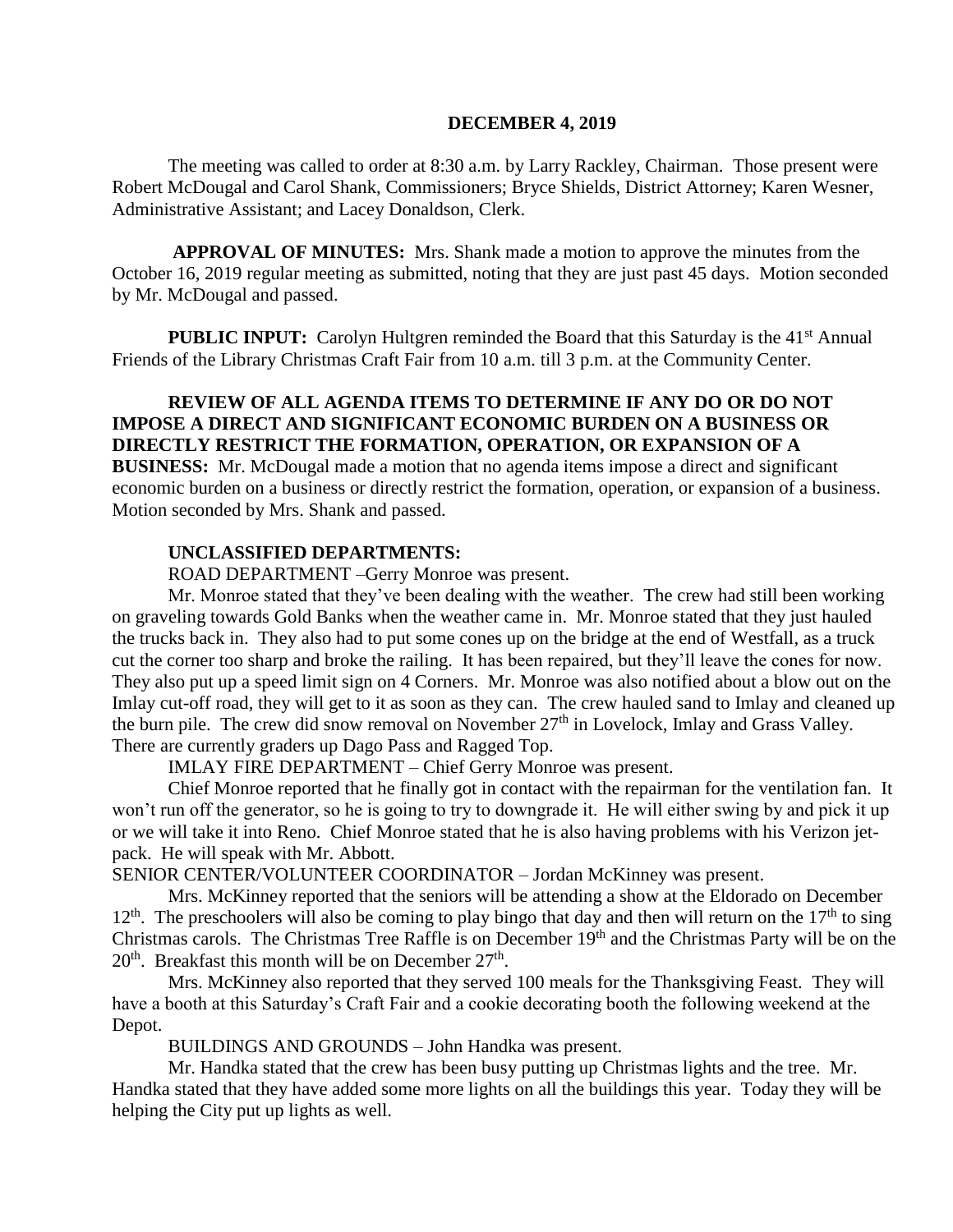**DECEMBER 4, 2019**

The meeting was called to order at 8:30 a.m. by Larry Rackley, Chairman. Those present were Robert McDougal and Carol Shank, Commissioners; Bryce Shields, District Attorney; Karen Wesner, Administrative Assistant; and Lacey Donaldson, Clerk.

**APPROVAL OF MINUTES:** Mrs. Shank made a motion to approve the minutes from the October 16, 2019 regular meeting as submitted, noting that they are just past 45 days. Motion seconded by Mr. McDougal and passed.

**PUBLIC INPUT:** Carolyn Hultgren reminded the Board that this Saturday is the 41st Annual Friends of the Library Christmas Craft Fair from 10 a.m. till 3 p.m. at the Community Center.

**REVIEW OF ALL AGENDA ITEMS TO DETERMINE IF ANY DO OR DO NOT IMPOSE A DIRECT AND SIGNIFICANT ECONOMIC BURDEN ON A BUSINESS OR DIRECTLY RESTRICT THE FORMATION, OPERATION, OR EXPANSION OF A BUSINESS:** Mr. McDougal made a motion that no agenda items impose a direct and significant economic burden on a business or directly restrict the formation, operation, or expansion of a business. Motion seconded by Mrs. Shank and passed.

**UNCLASSIFIED DEPARTMENTS:**

ROAD DEPARTMENT –Gerry Monroe was present.

Mr. Monroe stated that they've been dealing with the weather. The crew had still been working on graveling towards Gold Banks when the weather came in. Mr. Monroe stated that they just hauled the trucks back in. They also had to put some cones up on the bridge at the end of Westfall, as a truck cut the corner too sharp and broke the railing. It has been repaired, but they'll leave the cones for now. They also put up a speed limit sign on 4 Corners. Mr. Monroe was also notified about a blow out on the Imlay cut-off road, they will get to it as soon as they can. The crew hauled sand to Imlay and cleaned up the burn pile. The crew did snow removal on November 27th in Lovelock, Imlay and Grass Valley. There are currently graders up Dago Pass and Ragged Top.

IMLAY FIRE DEPARTMENT – Chief Gerry Monroe was present.

Chief Monroe reported that he finally got in contact with the repairman for the ventilation fan. It won't run off the generator, so he is going to try to downgrade it. He will either swing by and pick it up or we will take it into Reno. Chief Monroe stated that he is also having problems with his Verizon jet-pack. He will speak with Mr. Abbott.

SENIOR CENTER/VOLUNTEER COORDINATOR – Jordan McKinney was present.

Mrs. McKinney reported that the seniors will be attending a show at the Eldorado on December 12th. The preschoolers will also be coming to play bingo that day and then will return on the 17th to sing Christmas carols. The Christmas Tree Raffle is on December 19th and the Christmas Party will be on the 20th. Breakfast this month will be on December 27th.

Mrs. McKinney also reported that they served 100 meals for the Thanksgiving Feast. They will have a booth at this Saturday's Craft Fair and a cookie decorating booth the following weekend at the Depot.

BUILDINGS AND GROUNDS – John Handka was present.

Mr. Handka stated that the crew has been busy putting up Christmas lights and the tree. Mr. Handka stated that they have added some more lights on all the buildings this year. Today they will be helping the City put up lights as well.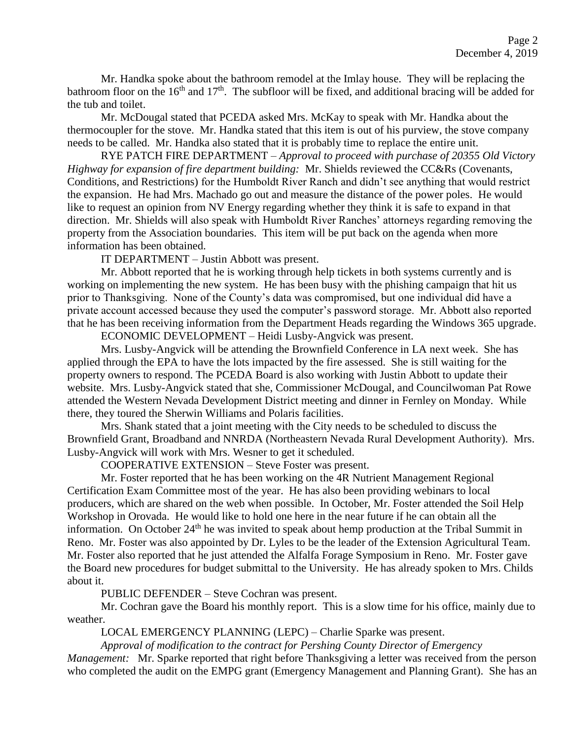Mr. Handka spoke about the bathroom remodel at the Imlay house. They will be replacing the bathroom floor on the 16th and 17th. The subfloor will be fixed, and additional bracing will be added for the tub and toilet.

Mr. McDougal stated that PCEDA asked Mrs. McKay to speak with Mr. Handka about the thermocoupler for the stove. Mr. Handka stated that this item is out of his purview, the stove company needs to be called. Mr. Handka also stated that it is probably time to replace the entire unit.

RYE PATCH FIRE DEPARTMENT – *Approval to proceed with purchase of 20355 Old Victory Highway for expansion of fire department building:* Mr. Shields reviewed the CC&Rs (Covenants, Conditions, and Restrictions) for the Humboldt River Ranch and didn't see anything that would restrict the expansion. He had Mrs. Machado go out and measure the distance of the power poles. He would like to request an opinion from NV Energy regarding whether they think it is safe to expand in that direction. Mr. Shields will also speak with Humboldt River Ranches' attorneys regarding removing the property from the Association boundaries. This item will be put back on the agenda when more information has been obtained.

IT DEPARTMENT – Justin Abbott was present.

Mr. Abbott reported that he is working through help tickets in both systems currently and is working on implementing the new system. He has been busy with the phishing campaign that hit us prior to Thanksgiving. None of the County's data was compromised, but one individual did have a private account accessed because they used the computer's password storage. Mr. Abbott also reported that he has been receiving information from the Department Heads regarding the Windows 365 upgrade.

ECONOMIC DEVELOPMENT – Heidi Lusby-Angvick was present.

Mrs. Lusby-Angvick will be attending the Brownfield Conference in LA next week. She has applied through the EPA to have the lots impacted by the fire assessed. She is still waiting for the property owners to respond. The PCEDA Board is also working with Justin Abbott to update their website. Mrs. Lusby-Angvick stated that she, Commissioner McDougal, and Councilwoman Pat Rowe attended the Western Nevada Development District meeting and dinner in Fernley on Monday. While there, they toured the Sherwin Williams and Polaris facilities.

Mrs. Shank stated that a joint meeting with the City needs to be scheduled to discuss the Brownfield Grant, Broadband and NNRDA (Northeastern Nevada Rural Development Authority). Mrs. Lusby-Angvick will work with Mrs. Wesner to get it scheduled.

COOPERATIVE EXTENSION – Steve Foster was present.

Mr. Foster reported that he has been working on the 4R Nutrient Management Regional Certification Exam Committee most of the year. He has also been providing webinars to local producers, which are shared on the web when possible. In October, Mr. Foster attended the Soil Help Workshop in Orovada. He would like to hold one here in the near future if he can obtain all the information. On October 24th he was invited to speak about hemp production at the Tribal Summit in Reno. Mr. Foster was also appointed by Dr. Lyles to be the leader of the Extension Agricultural Team. Mr. Foster also reported that he just attended the Alfalfa Forage Symposium in Reno. Mr. Foster gave the Board new procedures for budget submittal to the University. He has already spoken to Mrs. Childs about it.

PUBLIC DEFENDER – Steve Cochran was present.

Mr. Cochran gave the Board his monthly report. This is a slow time for his office, mainly due to weather.

LOCAL EMERGENCY PLANNING (LEPC) – Charlie Sparke was present.

*Approval of modification to the contract for Pershing County Director of Emergency Management:* Mr. Sparke reported that right before Thanksgiving a letter was received from the person who completed the audit on the EMPG grant (Emergency Management and Planning Grant). She has an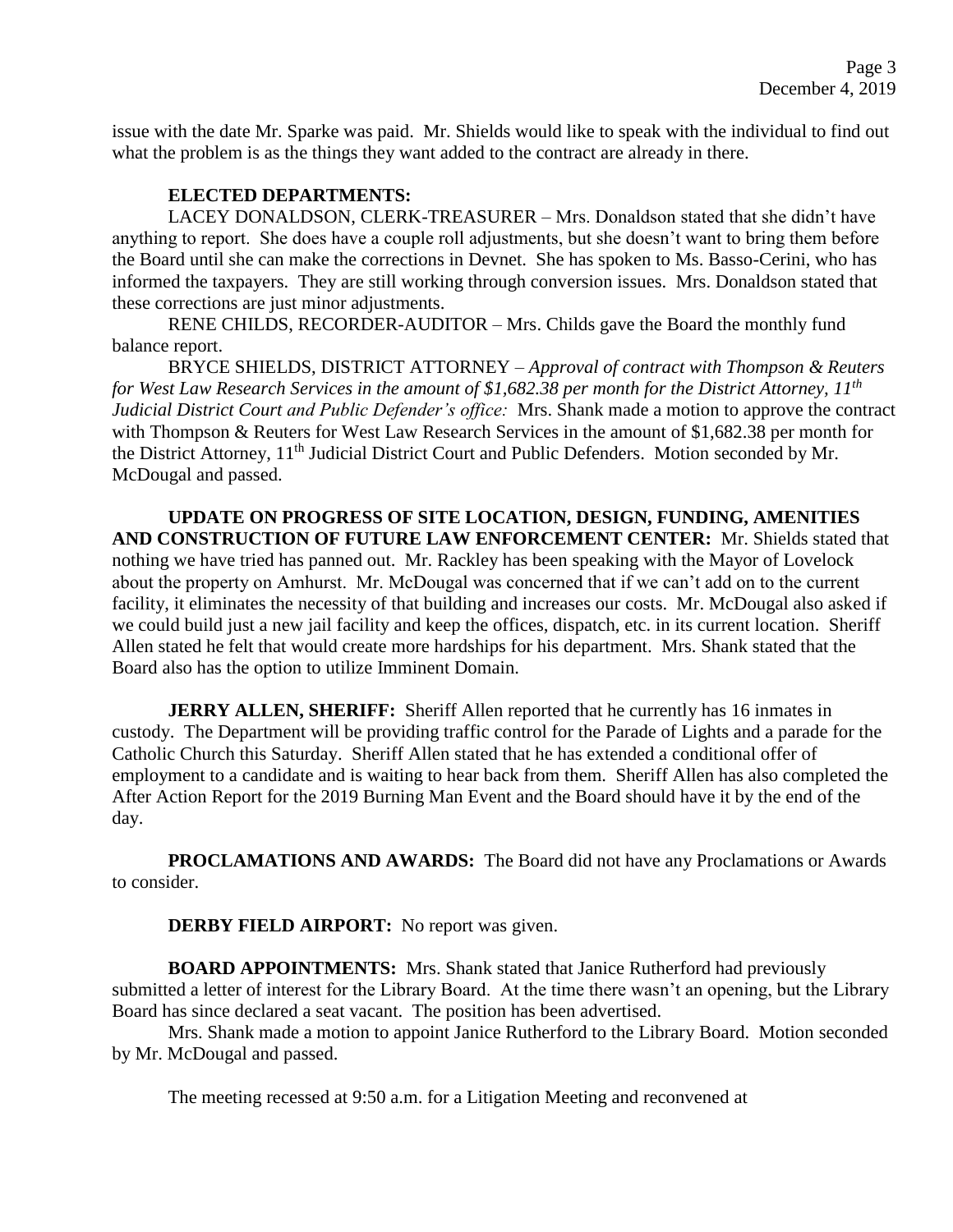issue with the date Mr. Sparke was paid. Mr. Shields would like to speak with the individual to find out what the problem is as the things they want added to the contract are already in there.

**ELECTED DEPARTMENTS:**

LACEY DONALDSON, CLERK-TREASURER – Mrs. Donaldson stated that she didn't have anything to report. She does have a couple roll adjustments, but she doesn't want to bring them before the Board until she can make the corrections in Devnet. She has spoken to Ms. Basso-Cerini, who has informed the taxpayers. They are still working through conversion issues. Mrs. Donaldson stated that these corrections are just minor adjustments.

RENE CHILDS, RECORDER-AUDITOR – Mrs. Childs gave the Board the monthly fund balance report.

BRYCE SHIELDS, DISTRICT ATTORNEY – *Approval of contract with Thompson & Reuters for West Law Research Services in the amount of $1,682.38 per month for the District Attorney, 11th Judicial District Court and Public Defender's office:* Mrs. Shank made a motion to approve the contract with Thompson & Reuters for West Law Research Services in the amount of $1,682.38 per month for the District Attorney, 11th Judicial District Court and Public Defenders. Motion seconded by Mr. McDougal and passed.

**UPDATE ON PROGRESS OF SITE LOCATION, DESIGN, FUNDING, AMENITIES AND CONSTRUCTION OF FUTURE LAW ENFORCEMENT CENTER:** Mr. Shields stated that nothing we have tried has panned out. Mr. Rackley has been speaking with the Mayor of Lovelock about the property on Amhurst. Mr. McDougal was concerned that if we can't add on to the current facility, it eliminates the necessity of that building and increases our costs. Mr. McDougal also asked if we could build just a new jail facility and keep the offices, dispatch, etc. in its current location. Sheriff Allen stated he felt that would create more hardships for his department. Mrs. Shank stated that the Board also has the option to utilize Imminent Domain.

**JERRY ALLEN, SHERIFF:** Sheriff Allen reported that he currently has 16 inmates in custody. The Department will be providing traffic control for the Parade of Lights and a parade for the Catholic Church this Saturday. Sheriff Allen stated that he has extended a conditional offer of employment to a candidate and is waiting to hear back from them. Sheriff Allen has also completed the After Action Report for the 2019 Burning Man Event and the Board should have it by the end of the day.

**PROCLAMATIONS AND AWARDS:** The Board did not have any Proclamations or Awards to consider.

**DERBY FIELD AIRPORT:** No report was given.

**BOARD APPOINTMENTS:** Mrs. Shank stated that Janice Rutherford had previously submitted a letter of interest for the Library Board. At the time there wasn't an opening, but the Library Board has since declared a seat vacant. The position has been advertised.

Mrs. Shank made a motion to appoint Janice Rutherford to the Library Board. Motion seconded by Mr. McDougal and passed.

The meeting recessed at 9:50 a.m. for a Litigation Meeting and reconvened at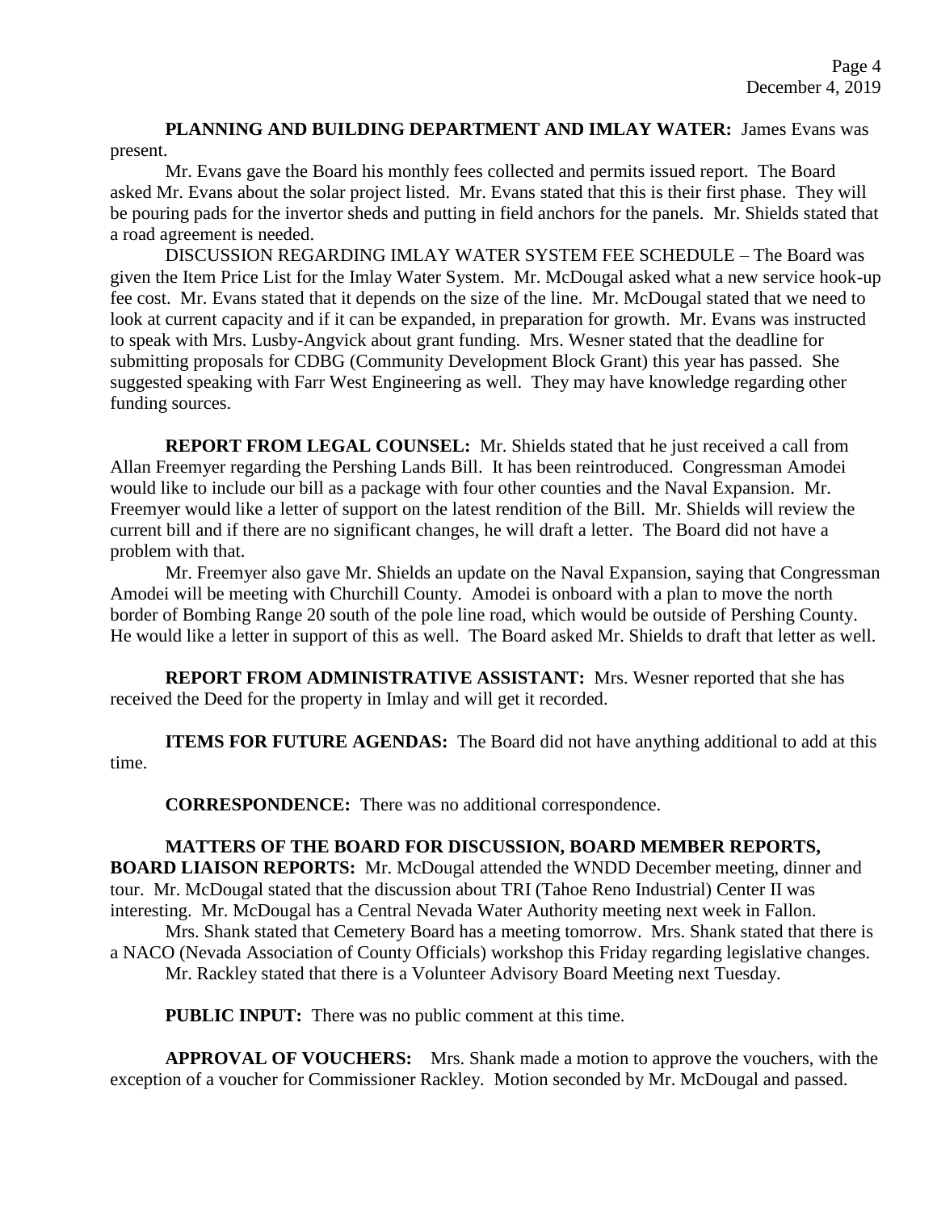**PLANNING AND BUILDING DEPARTMENT AND IMLAY WATER:** James Evans was present.

Mr. Evans gave the Board his monthly fees collected and permits issued report. The Board asked Mr. Evans about the solar project listed. Mr. Evans stated that this is their first phase. They will be pouring pads for the invertor sheds and putting in field anchors for the panels. Mr. Shields stated that a road agreement is needed.

DISCUSSION REGARDING IMLAY WATER SYSTEM FEE SCHEDULE – The Board was given the Item Price List for the Imlay Water System. Mr. McDougal asked what a new service hook-up fee cost. Mr. Evans stated that it depends on the size of the line. Mr. McDougal stated that we need to look at current capacity and if it can be expanded, in preparation for growth. Mr. Evans was instructed to speak with Mrs. Lusby-Angvick about grant funding. Mrs. Wesner stated that the deadline for submitting proposals for CDBG (Community Development Block Grant) this year has passed. She suggested speaking with Farr West Engineering as well. They may have knowledge regarding other funding sources.

**REPORT FROM LEGAL COUNSEL:** Mr. Shields stated that he just received a call from Allan Freemyer regarding the Pershing Lands Bill. It has been reintroduced. Congressman Amodei would like to include our bill as a package with four other counties and the Naval Expansion. Mr. Freemyer would like a letter of support on the latest rendition of the Bill. Mr. Shields will review the current bill and if there are no significant changes, he will draft a letter. The Board did not have a problem with that.

Mr. Freemyer also gave Mr. Shields an update on the Naval Expansion, saying that Congressman Amodei will be meeting with Churchill County. Amodei is onboard with a plan to move the north border of Bombing Range 20 south of the pole line road, which would be outside of Pershing County. He would like a letter in support of this as well. The Board asked Mr. Shields to draft that letter as well.

**REPORT FROM ADMINISTRATIVE ASSISTANT:** Mrs. Wesner reported that she has received the Deed for the property in Imlay and will get it recorded.

**ITEMS FOR FUTURE AGENDAS:** The Board did not have anything additional to add at this time.

**CORRESPONDENCE:** There was no additional correspondence.

**MATTERS OF THE BOARD FOR DISCUSSION, BOARD MEMBER REPORTS, BOARD LIAISON REPORTS:** Mr. McDougal attended the WNDD December meeting, dinner and tour. Mr. McDougal stated that the discussion about TRI (Tahoe Reno Industrial) Center II was interesting. Mr. McDougal has a Central Nevada Water Authority meeting next week in Fallon.

Mrs. Shank stated that Cemetery Board has a meeting tomorrow. Mrs. Shank stated that there is a NACO (Nevada Association of County Officials) workshop this Friday regarding legislative changes.

Mr. Rackley stated that there is a Volunteer Advisory Board Meeting next Tuesday.

**PUBLIC INPUT:** There was no public comment at this time.

**APPROVAL OF VOUCHERS:** Mrs. Shank made a motion to approve the vouchers, with the exception of a voucher for Commissioner Rackley. Motion seconded by Mr. McDougal and passed.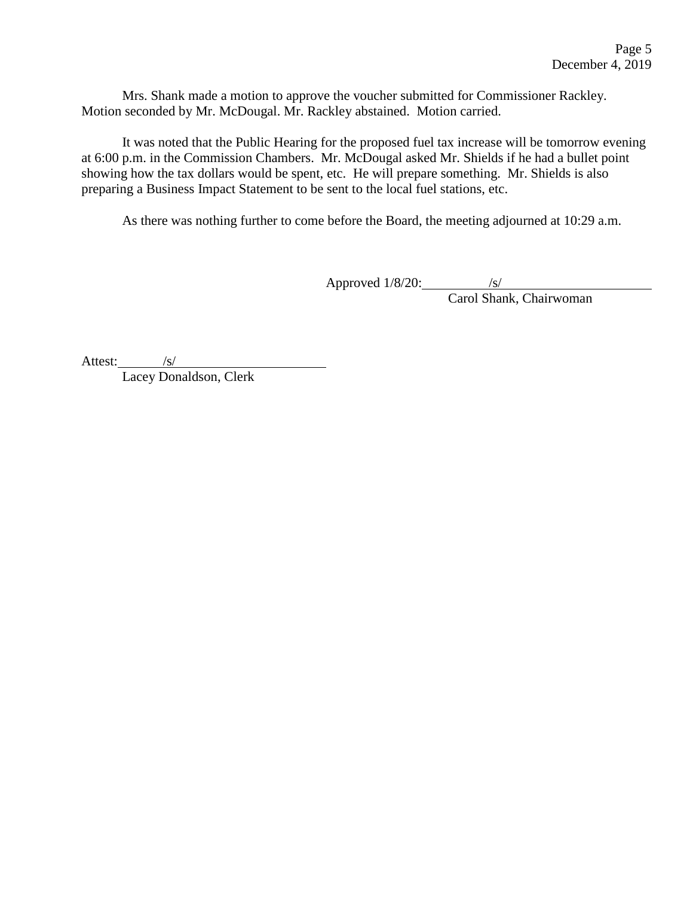Mrs. Shank made a motion to approve the voucher submitted for Commissioner Rackley. Motion seconded by Mr. McDougal. Mr. Rackley abstained. Motion carried.

It was noted that the Public Hearing for the proposed fuel tax increase will be tomorrow evening at 6:00 p.m. in the Commission Chambers. Mr. McDougal asked Mr. Shields if he had a bullet point showing how the tax dollars would be spent, etc. He will prepare something. Mr. Shields is also preparing a Business Impact Statement to be sent to the local fuel stations, etc.

As there was nothing further to come before the Board, the meeting adjourned at 10:29 a.m.

Approved 1/8/20: /s/
Carol Shank, Chairwoman

Attest: /s/
Lacey Donaldson, Clerk